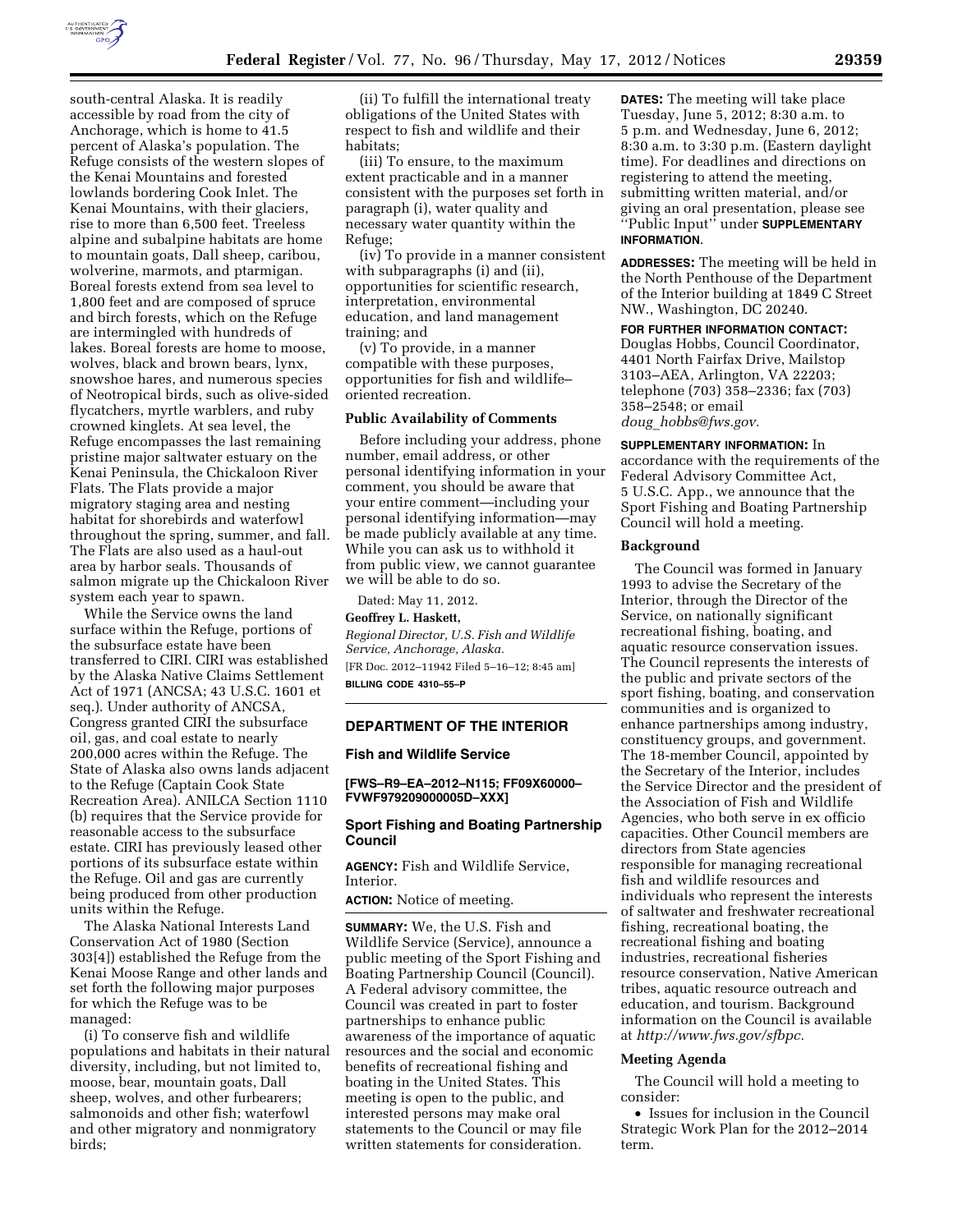south-central Alaska. It is readily accessible by road from the city of Anchorage, which is home to 41.5 percent of Alaska's population. The Refuge consists of the western slopes of the Kenai Mountains and forested lowlands bordering Cook Inlet. The Kenai Mountains, with their glaciers, rise to more than 6,500 feet. Treeless alpine and subalpine habitats are home to mountain goats, Dall sheep, caribou, wolverine, marmots, and ptarmigan. Boreal forests extend from sea level to 1,800 feet and are composed of spruce and birch forests, which on the Refuge are intermingled with hundreds of lakes. Boreal forests are home to moose, wolves, black and brown bears, lynx, snowshoe hares, and numerous species of Neotropical birds, such as olive-sided flycatchers, myrtle warblers, and ruby crowned kinglets. At sea level, the Refuge encompasses the last remaining pristine major saltwater estuary on the Kenai Peninsula, the Chickaloon River Flats. The Flats provide a major migratory staging area and nesting habitat for shorebirds and waterfowl throughout the spring, summer, and fall. The Flats are also used as a haul-out area by harbor seals. Thousands of salmon migrate up the Chickaloon River system each year to spawn.

While the Service owns the land surface within the Refuge, portions of the subsurface estate have been transferred to CIRI. CIRI was established by the Alaska Native Claims Settlement Act of 1971 (ANCSA; 43 U.S.C. 1601 et seq.). Under authority of ANCSA, Congress granted CIRI the subsurface oil, gas, and coal estate to nearly 200,000 acres within the Refuge. The State of Alaska also owns lands adjacent to the Refuge (Captain Cook State Recreation Area). ANILCA Section 1110 (b) requires that the Service provide for reasonable access to the subsurface estate. CIRI has previously leased other portions of its subsurface estate within the Refuge. Oil and gas are currently being produced from other production units within the Refuge.

The Alaska National Interests Land Conservation Act of 1980 (Section 303[4]) established the Refuge from the Kenai Moose Range and other lands and set forth the following major purposes for which the Refuge was to be managed:

(i) To conserve fish and wildlife populations and habitats in their natural diversity, including, but not limited to, moose, bear, mountain goats, Dall sheep, wolves, and other furbearers; salmonoids and other fish; waterfowl and other migratory and nonmigratory birds;

(ii) To fulfill the international treaty obligations of the United States with respect to fish and wildlife and their habitats;

(iii) To ensure, to the maximum extent practicable and in a manner consistent with the purposes set forth in paragraph (i), water quality and necessary water quantity within the Refuge;

(iv) To provide in a manner consistent with subparagraphs (i) and (ii), opportunities for scientific research, interpretation, environmental education, and land management training; and

(v) To provide, in a manner compatible with these purposes, opportunities for fish and wildlife–oriented recreation.

### Public Availability of Comments

Before including your address, phone number, email address, or other personal identifying information in your comment, you should be aware that your entire comment—including your personal identifying information—may be made publicly available at any time. While you can ask us to withhold it from public view, we cannot guarantee we will be able to do so.

Dated: May 11, 2012.

**Geoffrey L. Haskett,**

*Regional Director, U.S. Fish and Wildlife Service, Anchorage, Alaska.*

[FR Doc. 2012–11942 Filed 5–16–12; 8:45 am]

**BILLING CODE 4310–55–P**

---

## DEPARTMENT OF THE INTERIOR

### Fish and Wildlife Service

**[FWS–R9–EA–2012–N115; FF09X60000–FVWF979209000005D–XXX]**

### Sport Fishing and Boating Partnership Council

**AGENCY:** Fish and Wildlife Service, Interior.

**ACTION:** Notice of meeting.

**SUMMARY:** We, the U.S. Fish and Wildlife Service (Service), announce a public meeting of the Sport Fishing and Boating Partnership Council (Council). A Federal advisory committee, the Council was created in part to foster partnerships to enhance public awareness of the importance of aquatic resources and the social and economic benefits of recreational fishing and boating in the United States. This meeting is open to the public, and interested persons may make oral statements to the Council or may file written statements for consideration.

**DATES:** The meeting will take place Tuesday, June 5, 2012; 8:30 a.m. to 5 p.m. and Wednesday, June 6, 2012; 8:30 a.m. to 3:30 p.m. (Eastern daylight time). For deadlines and directions on registering to attend the meeting, submitting written material, and/or giving an oral presentation, please see ''Public Input'' under **SUPPLEMENTARY INFORMATION**.

**ADDRESSES:** The meeting will be held in the North Penthouse of the Department of the Interior building at 1849 C Street NW., Washington, DC 20240.

**FOR FURTHER INFORMATION CONTACT:** Douglas Hobbs, Council Coordinator, 4401 North Fairfax Drive, Mailstop 3103–AEA, Arlington, VA 22203; telephone (703) 358–2336; fax (703) 358–2548; or email *doug_hobbs@fws.gov*.

**SUPPLEMENTARY INFORMATION:** In accordance with the requirements of the Federal Advisory Committee Act, 5 U.S.C. App., we announce that the Sport Fishing and Boating Partnership Council will hold a meeting.

### Background

The Council was formed in January 1993 to advise the Secretary of the Interior, through the Director of the Service, on nationally significant recreational fishing, boating, and aquatic resource conservation issues. The Council represents the interests of the public and private sectors of the sport fishing, boating, and conservation communities and is organized to enhance partnerships among industry, constituency groups, and government. The 18-member Council, appointed by the Secretary of the Interior, includes the Service Director and the president of the Association of Fish and Wildlife Agencies, who both serve in ex officio capacities. Other Council members are directors from State agencies responsible for managing recreational fish and wildlife resources and individuals who represent the interests of saltwater and freshwater recreational fishing, recreational boating, the recreational fishing and boating industries, recreational fisheries resource conservation, Native American tribes, aquatic resource outreach and education, and tourism. Background information on the Council is available at *http://www.fws.gov/sfbpc*.

### Meeting Agenda

The Council will hold a meeting to consider:

- Issues for inclusion in the Council Strategic Work Plan for the 2012–2014 term.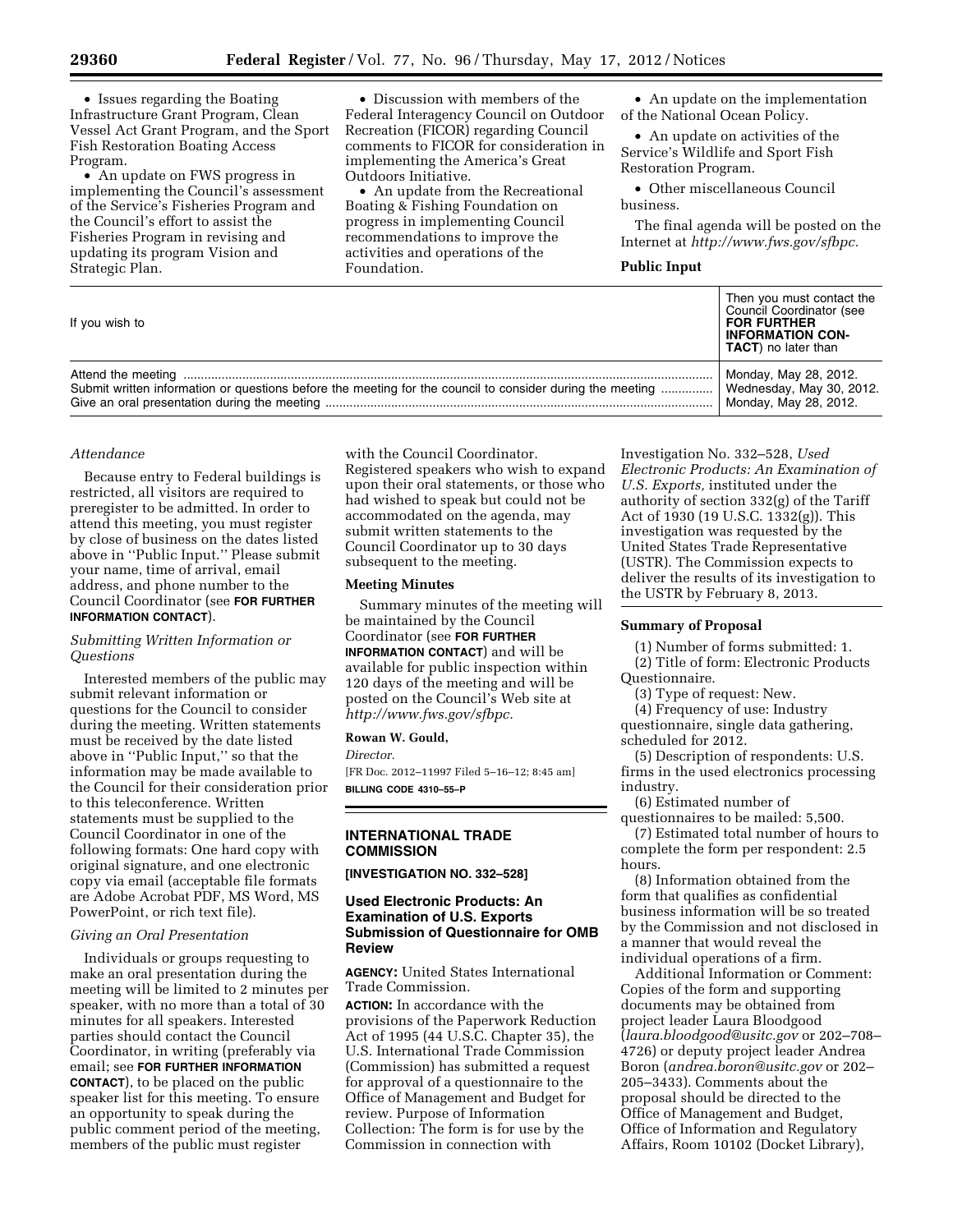- Issues regarding the Boating Infrastructure Grant Program, Clean Vessel Act Grant Program, and the Sport Fish Restoration Boating Access Program.
- An update on FWS progress in implementing the Council's assessment of the Service's Fisheries Program and the Council's effort to assist the Fisheries Program in revising and updating its program Vision and Strategic Plan.
- Discussion with members of the Federal Interagency Council on Outdoor Recreation (FICOR) regarding Council comments to FICOR for consideration in implementing the America's Great Outdoors Initiative.
- An update from the Recreational Boating & Fishing Foundation on progress in implementing Council recommendations to improve the activities and operations of the Foundation.
- An update on the implementation of the National Ocean Policy.
- An update on activities of the Service's Wildlife and Sport Fish Restoration Program.
- Other miscellaneous Council business.

The final agenda will be posted on the Internet at *http://www.fws.gov/sfbpc.*

**Public Input**

| If you wish to | Then you must contact the Council Coordinator (see **FOR FURTHER INFORMATION CONTACT**) no later than |
|---|---|
| Attend the meeting | Monday, May 28, 2012. |
| Submit written information or questions before the meeting for the council to consider during the meeting | Wednesday, May 30, 2012. |
| Give an oral presentation during the meeting | Monday, May 28, 2012. |

*Attendance*

Because entry to Federal buildings is restricted, all visitors are required to preregister to be admitted. In order to attend this meeting, you must register by close of business on the dates listed above in ''Public Input.'' Please submit your name, time of arrival, email address, and phone number to the Council Coordinator (see **FOR FURTHER INFORMATION CONTACT**).

*Submitting Written Information or Questions*

Interested members of the public may submit relevant information or questions for the Council to consider during the meeting. Written statements must be received by the date listed above in ''Public Input,'' so that the information may be made available to the Council for their consideration prior to this teleconference. Written statements must be supplied to the Council Coordinator in one of the following formats: One hard copy with original signature, and one electronic copy via email (acceptable file formats are Adobe Acrobat PDF, MS Word, MS PowerPoint, or rich text file).

*Giving an Oral Presentation*

Individuals or groups requesting to make an oral presentation during the meeting will be limited to 2 minutes per speaker, with no more than a total of 30 minutes for all speakers. Interested parties should contact the Council Coordinator, in writing (preferably via email; see **FOR FURTHER INFORMATION CONTACT**), to be placed on the public speaker list for this meeting. To ensure an opportunity to speak during the public comment period of the meeting, members of the public must register with the Council Coordinator. Registered speakers who wish to expand upon their oral statements, or those who had wished to speak but could not be accommodated on the agenda, may submit written statements to the Council Coordinator up to 30 days subsequent to the meeting.

**Meeting Minutes**

Summary minutes of the meeting will be maintained by the Council Coordinator (see **FOR FURTHER INFORMATION CONTACT**) and will be available for public inspection within 120 days of the meeting and will be posted on the Council's Web site at *http://www.fws.gov/sfbpc.*

**Rowan W. Gould,**

*Director.*

[FR Doc. 2012–11997 Filed 5–16–12; 8:45 am]

**BILLING CODE 4310–55–P**

## INTERNATIONAL TRADE COMMISSION

**[INVESTIGATION NO. 332–528]**

### Used Electronic Products: An Examination of U.S. Exports Submission of Questionnaire for OMB Review

**AGENCY:** United States International Trade Commission.

**ACTION:** In accordance with the provisions of the Paperwork Reduction Act of 1995 (44 U.S.C. Chapter 35), the U.S. International Trade Commission (Commission) has submitted a request for approval of a questionnaire to the Office of Management and Budget for review. Purpose of Information Collection: The form is for use by the Commission in connection with Investigation No. 332–528, *Used Electronic Products: An Examination of U.S. Exports,* instituted under the authority of section 332(g) of the Tariff Act of 1930 (19 U.S.C. 1332(g)). This investigation was requested by the United States Trade Representative (USTR). The Commission expects to deliver the results of its investigation to the USTR by February 8, 2013.

**Summary of Proposal**

(1) Number of forms submitted: 1.

(2) Title of form: Electronic Products Questionnaire.

(3) Type of request: New.

(4) Frequency of use: Industry questionnaire, single data gathering, scheduled for 2012.

(5) Description of respondents: U.S. firms in the used electronics processing industry.

(6) Estimated number of questionnaires to be mailed: 5,500.

(7) Estimated total number of hours to complete the form per respondent: 2.5 hours.

(8) Information obtained from the form that qualifies as confidential business information will be so treated by the Commission and not disclosed in a manner that would reveal the individual operations of a firm.

Additional Information or Comment: Copies of the form and supporting documents may be obtained from project leader Laura Bloodgood (*laura.bloodgood@usitc.gov* or 202–708–4726) or deputy project leader Andrea Boron (*andrea.boron@usitc.gov* or 202–205–3433). Comments about the proposal should be directed to the Office of Management and Budget, Office of Information and Regulatory Affairs, Room 10102 (Docket Library),